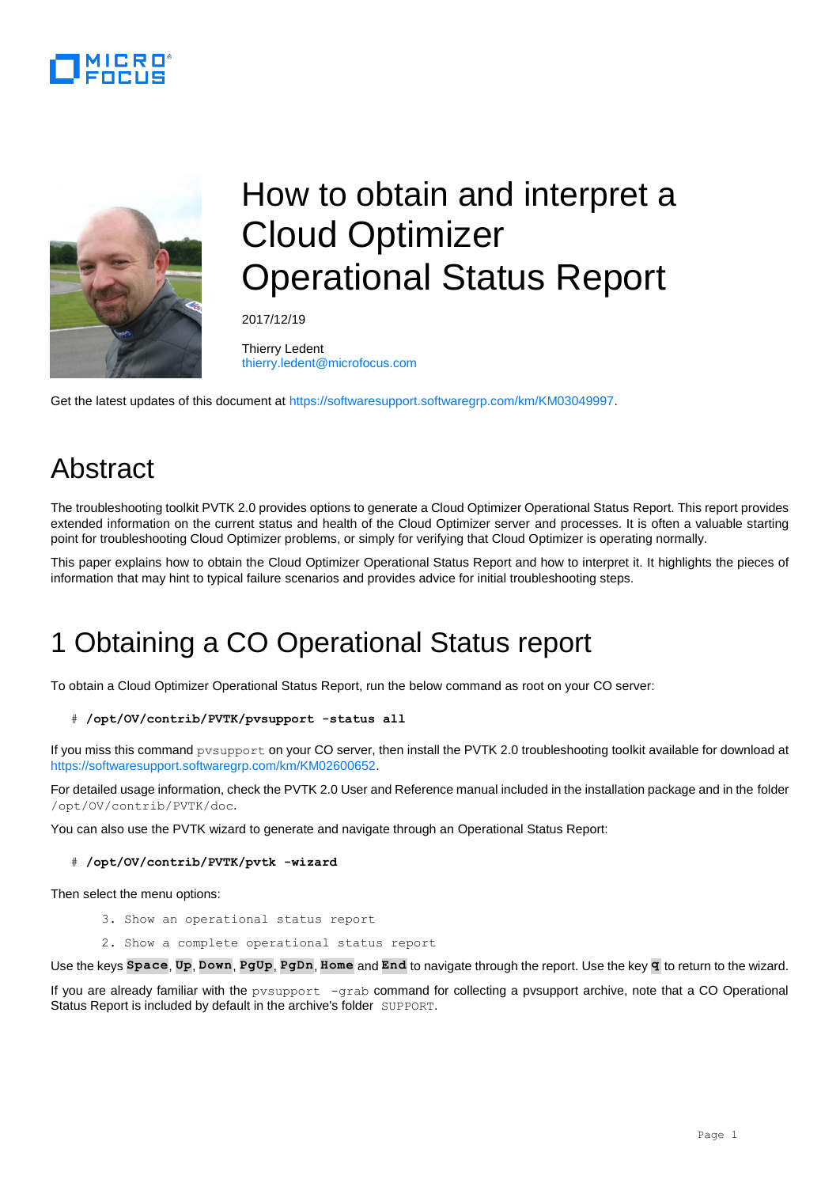# How to obtain and interpret a Cloud Optimizer Operational Status Report

2017/12/19

Thierry Ledent
thierry.ledent@microfocus.com

Get the latest updates of this document at https://softwaresupport.softwaregrp.com/km/KM03049997.

## Abstract

The troubleshooting toolkit PVTK 2.0 provides options to generate a Cloud Optimizer Operational Status Report. This report provides extended information on the current status and health of the Cloud Optimizer server and processes. It is often a valuable starting point for troubleshooting Cloud Optimizer problems, or simply for verifying that Cloud Optimizer is operating normally.

This paper explains how to obtain the Cloud Optimizer Operational Status Report and how to interpret it. It highlights the pieces of information that may hint to typical failure scenarios and provides advice for initial troubleshooting steps.

## 1 Obtaining a CO Operational Status report

To obtain a Cloud Optimizer Operational Status Report, run the below command as root on your CO server:

```
# /opt/OV/contrib/PVTK/pvsupport -status all
```

If you miss this command `pvsupport` on your CO server, then install the PVTK 2.0 troubleshooting toolkit available for download at https://softwaresupport.softwaregrp.com/km/KM02600652.

For detailed usage information, check the PVTK 2.0 User and Reference manual included in the installation package and in the folder `/opt/OV/contrib/PVTK/doc`.

You can also use the PVTK wizard to generate and navigate through an Operational Status Report:

```
# /opt/OV/contrib/PVTK/pvtk -wizard
```

Then select the menu options:

```
3. Show an operational status report
2. Show a complete operational status report
```

Use the keys **Space**, **Up**, **Down**, **PgUp**, **PgDn**, **Home** and **End** to navigate through the report. Use the key **q** to return to the wizard.

If you are already familiar with the `pvsupport -grab` command for collecting a pvsupport archive, note that a CO Operational Status Report is included by default in the archive's folder `SUPPORT`.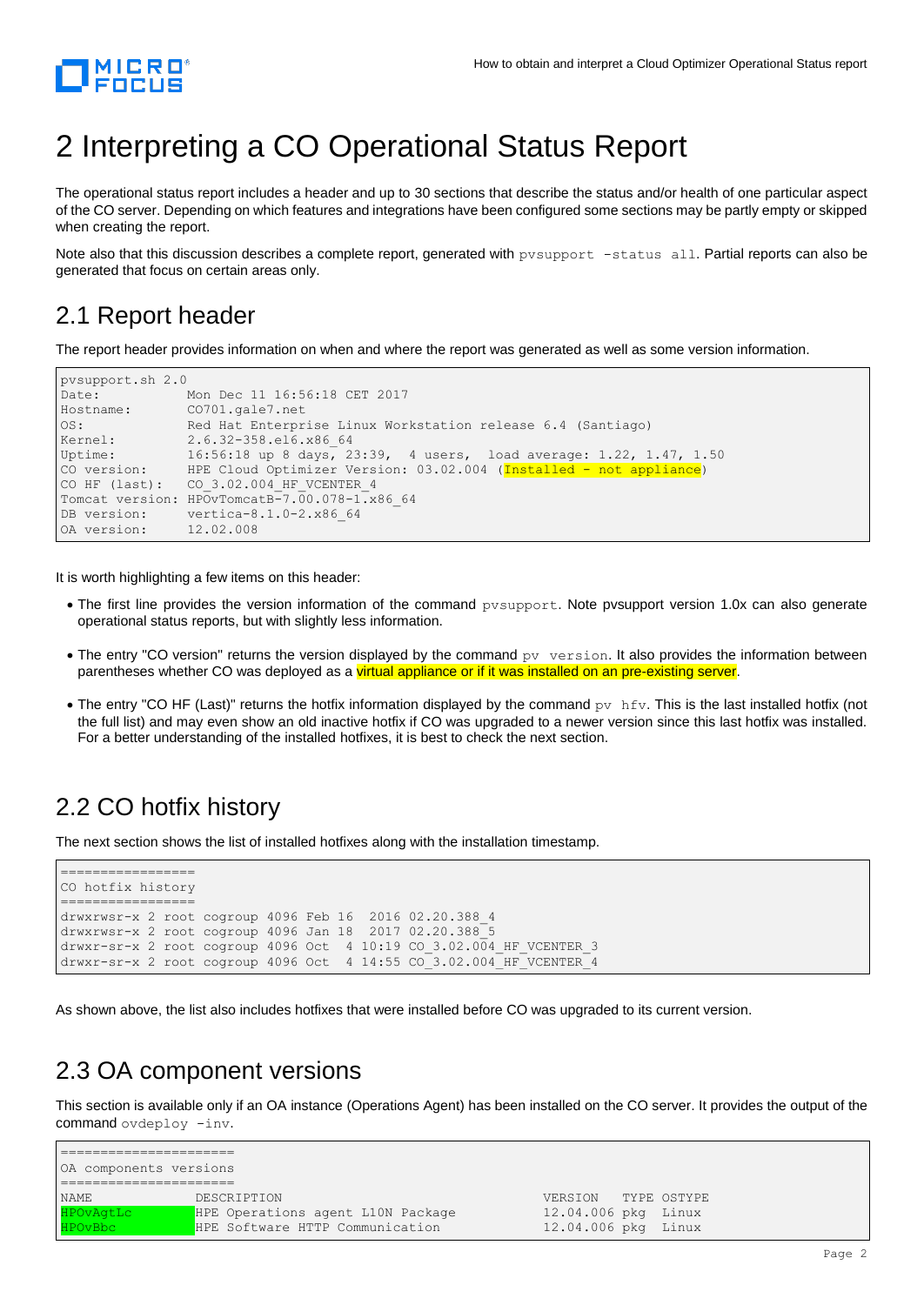// Interpreting a CO Operational Status Report

The operational status report includes a header and up to 30 sections that describe the status and/or health of one particular aspect of the CO server. Depending on which features and integrations have been configured some sections may be partly empty or skipped when creating the report.

Note also that this discussion describes a complete report, generated with `pvsupport -status all`. Partial reports can also be generated that focus on certain areas only.

## 2.1 Report header

The report header provides information on when and where the report was generated as well as some version information.

```
pvsupport.sh 2.0
Date:           Mon Dec 11 16:56:18 CET 2017
Hostname:       CO701.gale7.net
OS:             Red Hat Enterprise Linux Workstation release 6.4 (Santiago)
Kernel:         2.6.32-358.el6.x86_64
Uptime:         16:56:18 up 8 days, 23:39,  4 users,  load average: 1.22, 1.47, 1.50
CO version:     HPE Cloud Optimizer Version: 03.02.004 (Installed - not appliance)
CO HF (last):   CO_3.02.004_HF_VCENTER_4
Tomcat version: HPOvTomcatB-7.00.078-1.x86_64
DB version:     vertica-8.1.0-2.x86_64
OA version:     12.02.008
```

It is worth highlighting a few items on this header:

- The first line provides the version information of the command `pvsupport`. Note pvsupport version 1.0x can also generate operational status reports, but with slightly less information.
- The entry "CO version" returns the version displayed by the command `pv version`. It also provides the information between parentheses whether CO was deployed as a virtual appliance or if it was installed on an pre-existing server.
- The entry "CO HF (Last)" returns the hotfix information displayed by the command `pv hfv`. This is the last installed hotfix (not the full list) and may even show an old inactive hotfix if CO was upgraded to a newer version since this last hotfix was installed. For a better understanding of the installed hotfixes, it is best to check the next section.

## 2.2 CO hotfix history

The next section shows the list of installed hotfixes along with the installation timestamp.

```
=================
CO hotfix history
=================
drwxrwsr-x 2 root cogroup 4096 Feb 16  2016 02.20.388_4
drwxrwsr-x 2 root cogroup 4096 Jan 18  2017 02.20.388_5
drwxr-sr-x 2 root cogroup 4096 Oct  4 10:19 CO_3.02.004_HF_VCENTER_3
drwxr-sr-x 2 root cogroup 4096 Oct  4 14:55 CO_3.02.004_HF_VCENTER_4
```

As shown above, the list also includes hotfixes that were installed before CO was upgraded to its current version.

## 2.3 OA component versions

This section is available only if an OA instance (Operations Agent) has been installed on the CO server. It provides the output of the command `ovdeploy -inv`.

```
======================
OA components versions
======================
NAME             DESCRIPTION                                     VERSION    TYPE OSTYPE
HPOvAgtLc        HPE Operations agent L10N Package               12.04.006 pkg  Linux
HPOvBbc          HPE Software HTTP Communication                 12.04.006 pkg  Linux
```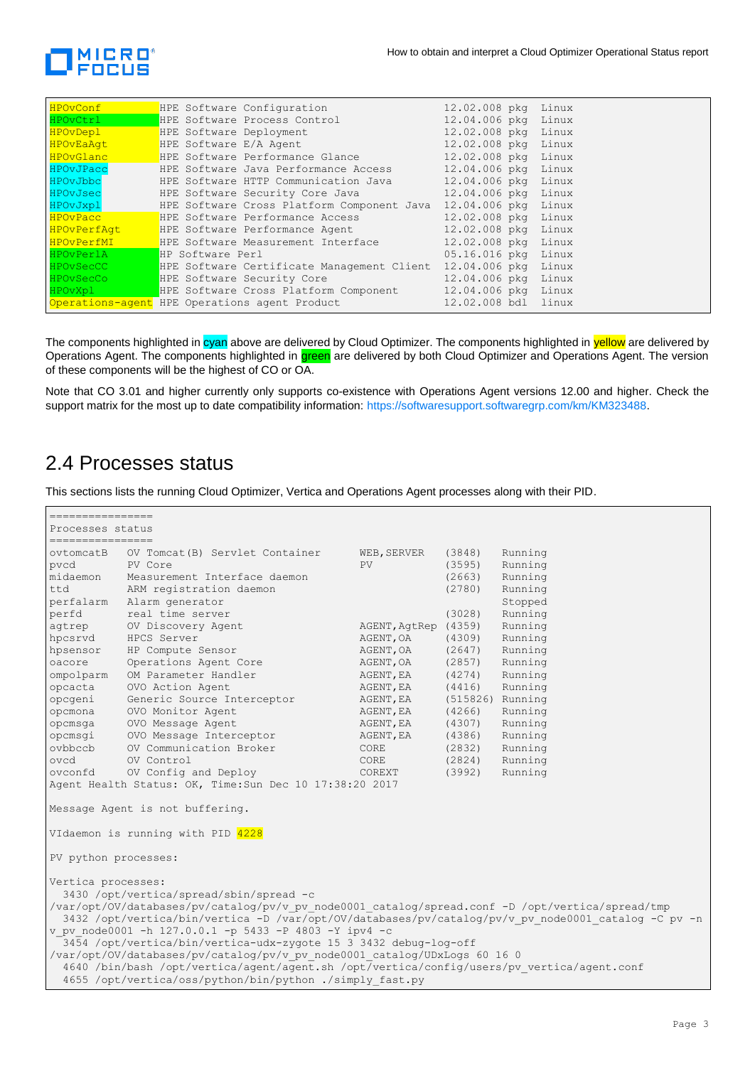```
HPOvConf        HPE Software Configuration                    12.02.008 pkg  Linux
HPOvCtrl        HPE Software Process Control                  12.04.006 pkg  Linux
HPOvDepl        HPE Software Deployment                       12.02.008 pkg  Linux
HPOvEaAgt       HPE Software E/A Agent                        12.02.008 pkg  Linux
HPOvGlanc       HPE Software Performance Glance               12.02.008 pkg  Linux
HPOvJPacc       HPE Software Java Performance Access          12.04.006 pkg  Linux
HPOvJbbc        HPE Software HTTP Communication Java          12.04.006 pkg  Linux
HPOvJsec        HPE Software Security Core Java               12.04.006 pkg  Linux
HPOvJxpl        HPE Software Cross Platform Component Java    12.04.006 pkg  Linux
HPOvPacc        HPE Software Performance Access               12.02.008 pkg  Linux
HPOvPerfAgt     HPE Software Performance Agent                12.02.008 pkg  Linux
HPOvPerfMI      HPE Software Measurement Interface            12.02.008 pkg  Linux
HPOvPerlA       HP Software Perl                              05.16.016 pkg  Linux
HPOvSecCC       HPE Software Certificate Management Client    12.04.006 pkg  Linux
HPOvSecCo       HPE Software Security Core                    12.04.006 pkg  Linux
HPOvXpl         HPE Software Cross Platform Component         12.04.006 pkg  Linux
Operations-agent HPE Operations agent Product                 12.02.008 bdl  linux
```

The components highlighted in cyan above are delivered by Cloud Optimizer. The components highlighted in yellow are delivered by Operations Agent. The components highlighted in green are delivered by both Cloud Optimizer and Operations Agent. The version of these components will be the highest of CO or OA.

Note that CO 3.01 and higher currently only supports co-existence with Operations Agent versions 12.00 and higher. Check the support matrix for the most up to date compatibility information: https://softwaresupport.softwaregrp.com/km/KM323488.

## 2.4 Processes status

This sections lists the running Cloud Optimizer, Vertica and Operations Agent processes along with their PID.

```
================
Processes status
================
ovtomcatB   OV Tomcat(B) Servlet Container      WEB,SERVER    (3848)    Running
pvcd        PV Core                             PV            (3595)    Running
midaemon    Measurement Interface daemon                      (2663)    Running
ttd         ARM registration daemon                           (2780)    Running
perfalarm   Alarm generator                                             Stopped
perfd       real time server                                  (3028)    Running
agtrep      OV Discovery Agent                  AGENT,AgtRep  (4359)    Running
hpcsrvd     HPCS Server                         AGENT,OA      (4309)    Running
hpsensor    HP Compute Sensor                   AGENT,OA      (2647)    Running
oacore      Operations Agent Core               AGENT,OA      (2857)    Running
ompolparm   OM Parameter Handler                AGENT,EA      (4274)    Running
opcacta     OVO Action Agent                    AGENT,EA      (4416)    Running
opcgeni     Generic Source Interceptor          AGENT,EA      (515826)  Running
opcmona     OVO Monitor Agent                   AGENT,EA      (4266)    Running
opcmsga     OVO Message Agent                   AGENT,EA      (4307)    Running
opcmsgi     OVO Message Interceptor             AGENT,EA      (4386)    Running
ovbbccb     OV Communication Broker             CORE          (2832)    Running
ovcd        OV Control                          CORE          (2824)    Running
ovconfd     OV Config and Deploy                COREXT        (3992)    Running
Agent Health Status: OK, Time:Sun Dec 10 17:38:20 2017

Message Agent is not buffering.

VIdaemon is running with PID 4228

PV python processes:

Vertica processes:
  3430 /opt/vertica/spread/sbin/spread -c
/var/opt/OV/databases/pv/catalog/pv/v_pv_node0001_catalog/spread.conf -D /opt/vertica/spread/tmp
  3432 /opt/vertica/bin/vertica -D /var/opt/OV/databases/pv/catalog/pv/v_pv_node0001_catalog -C pv -n
v_pv_node0001 -h 127.0.0.1 -p 5433 -P 4803 -Y ipv4 -c
  3454 /opt/vertica/bin/vertica-udx-zygote 15 3 3432 debug-log-off
/var/opt/OV/databases/pv/catalog/pv/v_pv_node0001_catalog/UDxLogs 60 16 0
  4640 /bin/bash /opt/vertica/agent/agent.sh /opt/vertica/config/users/pv_vertica/agent.conf
  4655 /opt/vertica/oss/python/bin/python ./simply_fast.py
```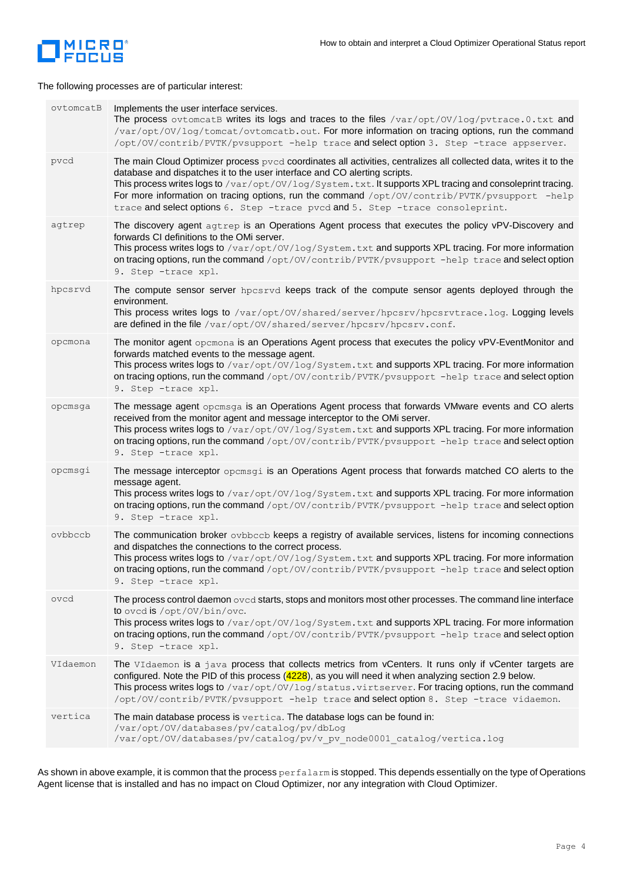The following processes are of particular interest:

| | |
|---|---|
| ovtomcatB | Implements the user interface services. The process ovtomcatB writes its logs and traces to the files /var/opt/OV/log/pvtrace.0.txt and /var/opt/OV/log/tomcat/ovtomcatb.out. For more information on tracing options, run the command /opt/OV/contrib/PVTK/pvsupport -help trace and select option 3. Step -trace appserver. |
| pvcd | The main Cloud Optimizer process pvcd coordinates all activities, centralizes all collected data, writes it to the database and dispatches it to the user interface and CO alerting scripts. This process writes logs to /var/opt/OV/log/System.txt. It supports XPL tracing and consoleprint tracing. For more information on tracing options, run the command /opt/OV/contrib/PVTK/pvsupport -help trace and select options 6. Step -trace pvcd and 5. Step -trace consoleprint. |
| agtrep | The discovery agent agtrep is an Operations Agent process that executes the policy vPV-Discovery and forwards CI definitions to the OMi server. This process writes logs to /var/opt/OV/log/System.txt and supports XPL tracing. For more information on tracing options, run the command /opt/OV/contrib/PVTK/pvsupport -help trace and select option 9. Step -trace xpl. |
| hpcsrvd | The compute sensor server hpcsrvd keeps track of the compute sensor agents deployed through the environment. This process writes logs to /var/opt/OV/shared/server/hpcsrv/hpcsrvtrace.log. Logging levels are defined in the file /var/opt/OV/shared/server/hpcsrv/hpcsrv.conf. |
| opcmona | The monitor agent opcmona is an Operations Agent process that executes the policy vPV-EventMonitor and forwards matched events to the message agent. This process writes logs to /var/opt/OV/log/System.txt and supports XPL tracing. For more information on tracing options, run the command /opt/OV/contrib/PVTK/pvsupport -help trace and select option 9. Step -trace xpl. |
| opcmsga | The message agent opcmsga is an Operations Agent process that forwards VMware events and CO alerts received from the monitor agent and message interceptor to the OMi server. This process writes logs to /var/opt/OV/log/System.txt and supports XPL tracing. For more information on tracing options, run the command /opt/OV/contrib/PVTK/pvsupport -help trace and select option 9. Step -trace xpl. |
| opcmsgi | The message interceptor opcmsgi is an Operations Agent process that forwards matched CO alerts to the message agent. This process writes logs to /var/opt/OV/log/System.txt and supports XPL tracing. For more information on tracing options, run the command /opt/OV/contrib/PVTK/pvsupport -help trace and select option 9. Step -trace xpl. |
| ovbbccb | The communication broker ovbbccb keeps a registry of available services, listens for incoming connections and dispatches the connections to the correct process. This process writes logs to /var/opt/OV/log/System.txt and supports XPL tracing. For more information on tracing options, run the command /opt/OV/contrib/PVTK/pvsupport -help trace and select option 9. Step -trace xpl. |
| ovcd | The process control daemon ovcd starts, stops and monitors most other processes. The command line interface to ovcd is /opt/OV/bin/ovc. This process writes logs to /var/opt/OV/log/System.txt and supports XPL tracing. For more information on tracing options, run the command /opt/OV/contrib/PVTK/pvsupport -help trace and select option 9. Step -trace xpl. |
| VIdaemon | The VIdaemon is a java process that collects metrics from vCenters. It runs only if vCenter targets are configured. Note the PID of this process (4228), as you will need it when analyzing section 2.9 below. This process writes logs to /var/opt/OV/log/status.virtserver. For tracing options, run the command /opt/OV/contrib/PVTK/pvsupport -help trace and select option 8. Step -trace videamon. |
| vertica | The main database process is vertica. The database logs can be found in: /var/opt/OV/databases/pv/catalog/pv/dbLog /var/opt/OV/databases/pv/catalog/pv/v_pv_node0001_catalog/vertica.log |

As shown in above example, it is common that the process perfalarm is stopped. This depends essentially on the type of Operations Agent license that is installed and has no impact on Cloud Optimizer, nor any integration with Cloud Optimizer.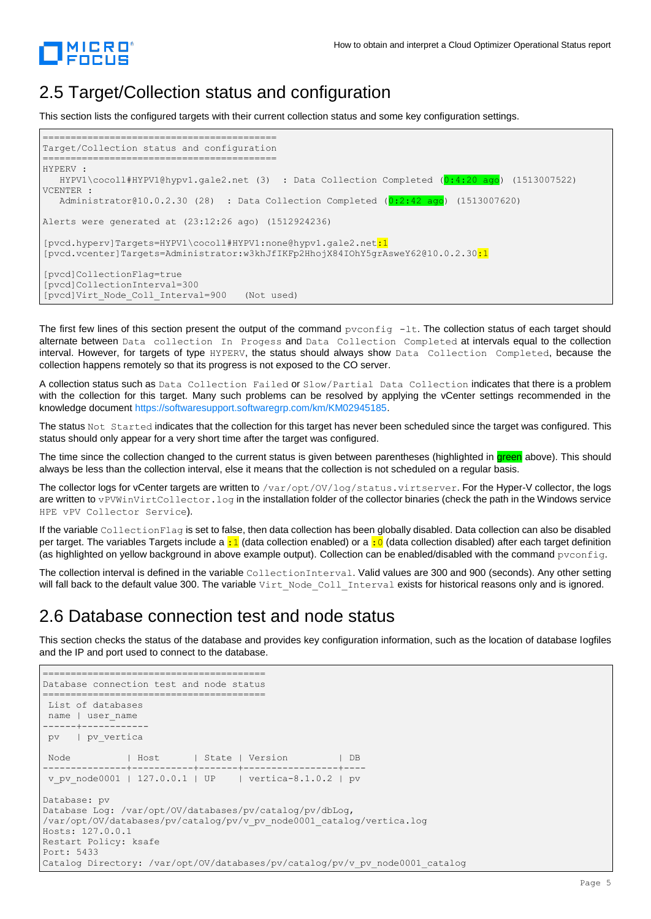## 2.5 Target/Collection status and configuration

This section lists the configured targets with their current collection status and some key configuration settings.

```
=========================================
Target/Collection status and configuration
=========================================
HYPERV :
   HYPV1\cocol1#HYPV1@hypv1.gale2.net (3)  : Data Collection Completed (0:4:20 ago) (1513007522)
VCENTER :
   Administrator@10.0.2.30 (28)  : Data Collection Completed (0:2:42 ago) (1513007620)

Alerts were generated at (23:12:26 ago) (1512924236)

[pvcd.hyperv]Targets=HYPV1\cocol1#HYPV1:none@hypv1.gale2.net:1
[pvcd.vcenter]Targets=Administrator:w3khJfIKFp2HhojX84IOhY5grAsweY62@10.0.2.30:1

[pvcd]CollectionFlag=true
[pvcd]CollectionInterval=300
[pvcd]Virt_Node_Coll_Interval=900   (Not used)
```

The first few lines of this section present the output of the command `pvconfig -lt`. The collection status of each target should alternate between `Data collection In Progess` and `Data Collection Completed` at intervals equal to the collection interval. However, for targets of type `HYPERV`, the status should always show `Data Collection Completed`, because the collection happens remotely so that its progress is not exposed to the CO server.

A collection status such as `Data Collection Failed` or `Slow/Partial Data Collection` indicates that there is a problem with the collection for this target. Many such problems can be resolved by applying the vCenter settings recommended in the knowledge document https://softwaresupport.softwaregrp.com/km/KM02945185.

The status `Not Started` indicates that the collection for this target has never been scheduled since the target was configured. This status should only appear for a very short time after the target was configured.

The time since the collection changed to the current status is given between parentheses (highlighted in green above). This should always be less than the collection interval, else it means that the collection is not scheduled on a regular basis.

The collector logs for vCenter targets are written to `/var/opt/OV/log/status.virtserver`. For the Hyper-V collector, the logs are written to `vPVWinVirtCollector.log` in the installation folder of the collector binaries (check the path in the Windows service `HPE vPV Collector Service`).

If the variable `CollectionFlag` is set to false, then data collection has been globally disabled. Data collection can also be disabled per target. The variables Targets include a `:1` (data collection enabled) or a `:0` (data collection disabled) after each target definition (as highlighted on yellow background in above example output). Collection can be enabled/disabled with the command `pvconfig`.

The collection interval is defined in the variable `CollectionInterval`. Valid values are 300 and 900 (seconds). Any other setting will fall back to the default value 300. The variable `Virt_Node_Coll_Interval` exists for historical reasons only and is ignored.

## 2.6 Database connection test and node status

This section checks the status of the database and provides key configuration information, such as the location of database logfiles and the IP and port used to connect to the database.

```
========================================
Database connection test and node status
========================================
 List of databases
 name | user_name
------+------------
 pv   | pv_vertica

 Node           | Host      | State | Version         | DB
----------------+-----------+-------+-----------------+----
 v_pv_node0001 | 127.0.0.1 | UP    | vertica-8.1.0.2 | pv

Database: pv
Database Log: /var/opt/OV/databases/pv/catalog/pv/dbLog,
/var/opt/OV/databases/pv/catalog/pv/v_pv_node0001_catalog/vertica.log
Hosts: 127.0.0.1
Restart Policy: ksafe
Port: 5433
Catalog Directory: /var/opt/OV/databases/pv/catalog/pv/v_pv_node0001_catalog
```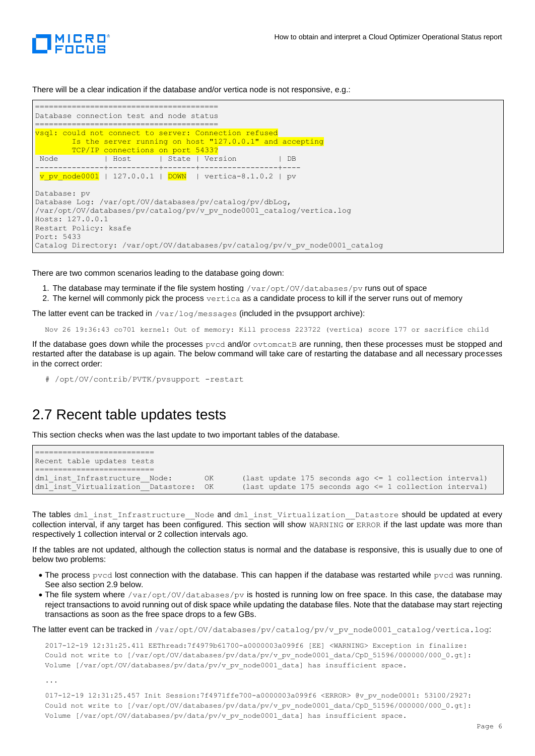There will be a clear indication if the database and/or vertica node is not responsive, e.g.:

```
========================================
Database connection test and node status
========================================
vsql: could not connect to server: Connection refused
        Is the server running on host "127.0.0.1" and accepting
        TCP/IP connections on port 5433?
 Node           | Host      | State | Version          | DB
---------------+-----------+-------+------------------+----
 v_pv_node0001 | 127.0.0.1 | DOWN  | vertica-8.1.0.2 | pv

Database: pv
Database Log: /var/opt/OV/databases/pv/catalog/pv/dbLog,
/var/opt/OV/databases/pv/catalog/pv/v_pv_node0001_catalog/vertica.log
Hosts: 127.0.0.1
Restart Policy: ksafe
Port: 5433
Catalog Directory: /var/opt/OV/databases/pv/catalog/pv/v_pv_node0001_catalog
```

There are two common scenarios leading to the database going down:

1. The database may terminate if the file system hosting `/var/opt/OV/databases/pv` runs out of space
2. The kernel will commonly pick the process `vertica` as a candidate process to kill if the server runs out of memory

The latter event can be tracked in `/var/log/messages` (included in the pvsupport archive):

```
Nov 26 19:36:43 co701 kernel: Out of memory: Kill process 223722 (vertica) score 177 or sacrifice child
```

If the database goes down while the processes `pvcd` and/or `ovtomcatB` are running, then these processes must be stopped and restarted after the database is up again. The below command will take care of restarting the database and all necessary processes in the correct order:

```
# /opt/OV/contrib/PVTK/pvsupport -restart
```

## 2.7 Recent table updates tests

This section checks when was the last update to two important tables of the database.

```
==========================
Recent table updates tests
==========================
dml_inst_Infrastructure__Node:       OK     (last update 175 seconds ago <= 1 collection interval)
dml_inst_Virtualization__Datastore:  OK     (last update 175 seconds ago <= 1 collection interval)
```

The tables `dml_inst_Infrastructure__Node` and `dml_inst_Virtualization__Datastore` should be updated at every collection interval, if any target has been configured. This section will show `WARNING` or `ERROR` if the last update was more than respectively 1 collection interval or 2 collection intervals ago.

If the tables are not updated, although the collection status is normal and the database is responsive, this is usually due to one of below two problems:

- The process `pvcd` lost connection with the database. This can happen if the database was restarted while `pvcd` was running. See also section 2.9 below.
- The file system where `/var/opt/OV/databases/pv` is hosted is running low on free space. In this case, the database may reject transactions to avoid running out of disk space while updating the database files. Note that the database may start rejecting transactions as soon as the free space drops to a few GBs.

The latter event can be tracked in `/var/opt/OV/databases/pv/catalog/pv/v_pv_node0001_catalog/vertica.log`:

```
2017-12-19 12:31:25.411 EEThread:7f4979b61700-a0000003a099f6 [EE] <WARNING> Exception in finalize:
Could not write to [/var/opt/OV/databases/pv/data/pv/v_pv_node0001_data/CpD_51596/000000/000_0.gt]:
Volume [/var/opt/OV/databases/pv/data/pv/v_pv_node0001_data] has insufficient space.

...

017-12-19 12:31:25.457 Init Session:7f4971ffe700-a0000003a099f6 <ERROR> @v_pv_node0001: 53100/2927:
Could not write to [/var/opt/OV/databases/pv/data/pv/v_pv_node0001_data/CpD_51596/000000/000_0.gt]:
Volume [/var/opt/OV/databases/pv/data/pv/v_pv_node0001_data] has insufficient space.
```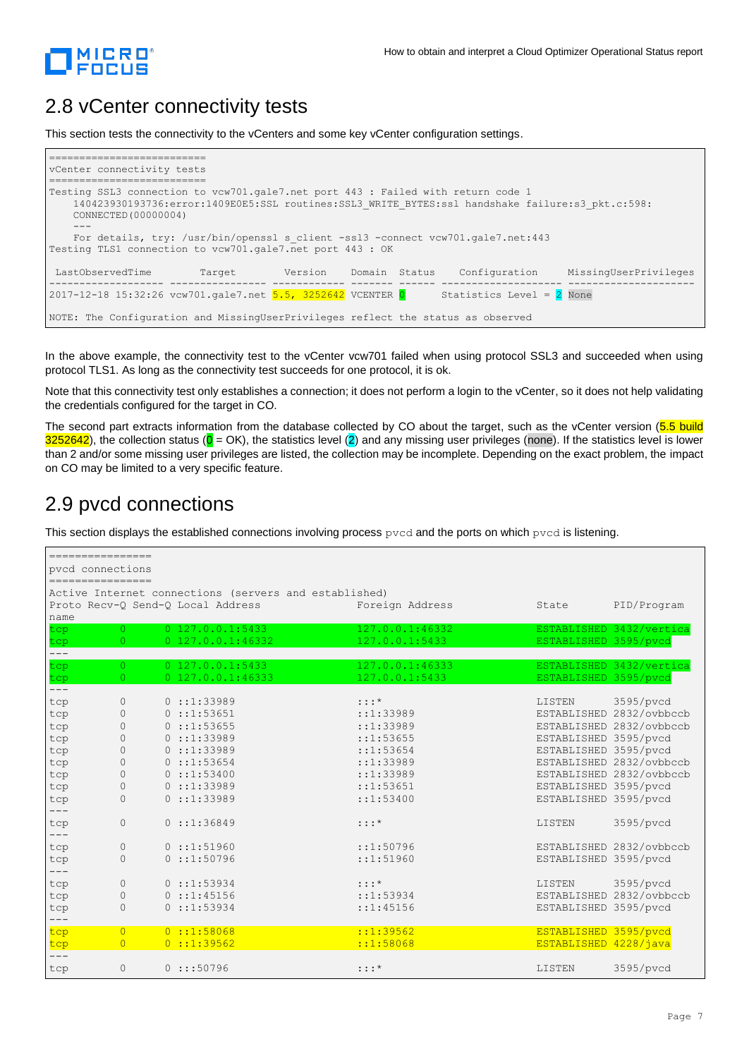## 2.8 vCenter connectivity tests

This section tests the connectivity to the vCenters and some key vCenter configuration settings.

```
==========================
vCenter connectivity tests
==========================
Testing SSL3 connection to vcw701.gale7.net port 443 : Failed with return code 1
    140423930193736:error:1409E0E5:SSL routines:SSL3_WRITE_BYTES:ssl handshake failure:s3_pkt.c:598:
    CONNECTED(00000004)
    ---
    For details, try: /usr/bin/openssl s_client -ssl3 -connect vcw701.gale7.net:443
Testing TLS1 connection to vcw701.gale7.net port 443 : OK

 LastObservedTime        Target         Version      Domain  Status    Configuration       MissingUserPrivileges
------------------- ---------------- ------------- ------- ------ -------------------- ---------------------
2017-12-18 15:32:26 vcw701.gale7.net 5.5, 3252642 VCENTER 0       Statistics Level = 2 None

NOTE: The Configuration and MissingUserPrivileges reflect the status as observed
```

In the above example, the connectivity test to the vCenter vcw701 failed when using protocol SSL3 and succeeded when using protocol TLS1. As long as the connectivity test succeeds for one protocol, it is ok.

Note that this connectivity test only establishes a connection; it does not perform a login to the vCenter, so it does not help validating the credentials configured for the target in CO.

The second part extracts information from the database collected by CO about the target, such as the vCenter version (5.5 build 3252642), the collection status (0 = OK), the statistics level (2) and any missing user privileges (none). If the statistics level is lower than 2 and/or some missing user privileges are listed, the collection may be incomplete. Depending on the exact problem, the impact on CO may be limited to a very specific feature.

## 2.9 pvcd connections

This section displays the established connections involving process `pvcd` and the ports on which `pvcd` is listening.

```
================
pvcd connections
================
Active Internet connections (servers and established)
Proto Recv-Q Send-Q Local Address              Foreign Address            State       PID/Program
name
tcp        0      0 127.0.0.1:5433             127.0.0.1:46332            ESTABLISHED 3432/vertica
tcp        0      0 127.0.0.1:46332            127.0.0.1:5433             ESTABLISHED 3595/pvcd
---
tcp        0      0 127.0.0.1:5433             127.0.0.1:46333            ESTABLISHED 3432/vertica
tcp        0      0 127.0.0.1:46333            127.0.0.1:5433             ESTABLISHED 3595/pvcd
---
tcp        0      0 ::1:33989                  :::*                       LISTEN      3595/pvcd
tcp        0      0 ::1:53651                  ::1:33989                  ESTABLISHED 2832/ovbbccb
tcp        0      0 ::1:53655                  ::1:33989                  ESTABLISHED 2832/ovbbccb
tcp        0      0 ::1:33989                  ::1:53655                  ESTABLISHED 3595/pvcd
tcp        0      0 ::1:33989                  ::1:53654                  ESTABLISHED 3595/pvcd
tcp        0      0 ::1:53654                  ::1:33989                  ESTABLISHED 2832/ovbbccb
tcp        0      0 ::1:53400                  ::1:33989                  ESTABLISHED 2832/ovbbccb
tcp        0      0 ::1:33989                  ::1:53651                  ESTABLISHED 3595/pvcd
tcp        0      0 ::1:33989                  ::1:53400                  ESTABLISHED 3595/pvcd
---
tcp        0      0 ::1:36849                  :::*                       LISTEN      3595/pvcd
---
tcp        0      0 ::1:51960                  ::1:50796                  ESTABLISHED 2832/ovbbccb
tcp        0      0 ::1:50796                  ::1:51960                  ESTABLISHED 3595/pvcd
---
tcp        0      0 ::1:53934                  :::*                       LISTEN      3595/pvcd
tcp        0      0 ::1:45156                  ::1:53934                  ESTABLISHED 2832/ovbbccb
tcp        0      0 ::1:53934                  ::1:45156                  ESTABLISHED 3595/pvcd
---
tcp        0      0 ::1:58068                  ::1:39562                  ESTABLISHED 3595/pvcd
tcp        0      0 ::1:39562                  ::1:58068                  ESTABLISHED 4228/java
---
tcp        0      0 :::50796                   :::*                       LISTEN      3595/pvcd
```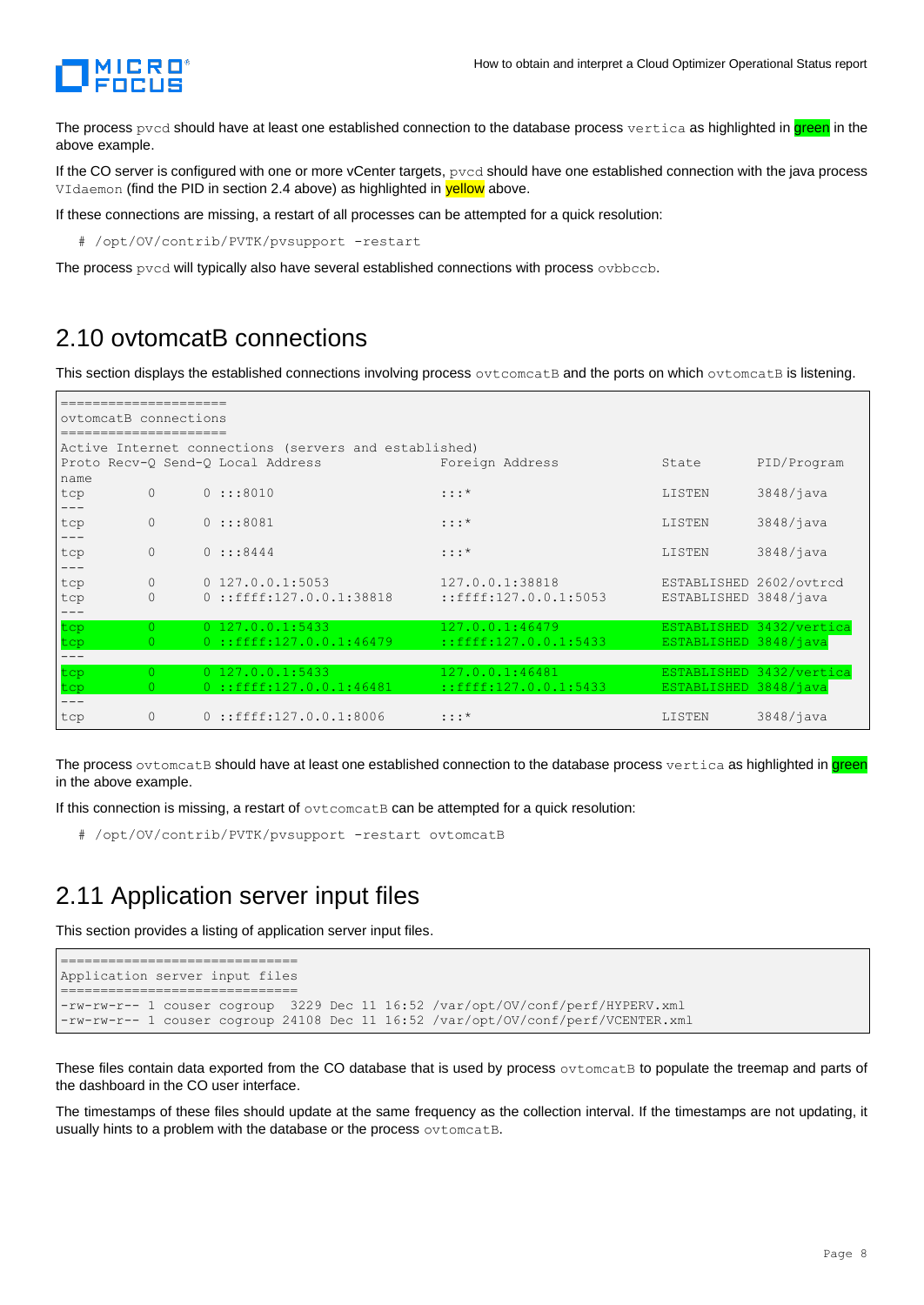The process pvcd should have at least one established connection to the database process vertica as highlighted in green in the above example.

If the CO server is configured with one or more vCenter targets, pvcd should have one established connection with the java process VIdaemon (find the PID in section 2.4 above) as highlighted in yellow above.

If these connections are missing, a restart of all processes can be attempted for a quick resolution:

```
# /opt/OV/contrib/PVTK/pvsupport -restart
```

The process pvcd will typically also have several established connections with process ovbbccb.

## 2.10 ovtomcatB connections

This section displays the established connections involving process ovtcomcatB and the ports on which ovtomcatB is listening.

```
=====================
ovtomcatB connections
=====================
Active Internet connections (servers and established)
Proto Recv-Q Send-Q Local Address              Foreign Address          State       PID/Program
name
tcp        0      0 :::8010                    :::*                     LISTEN      3848/java
---
tcp        0      0 :::8081                    :::*                     LISTEN      3848/java
---
tcp        0      0 :::8444                    :::*                     LISTEN      3848/java
---
tcp        0      0 127.0.0.1:5053             127.0.0.1:38818          ESTABLISHED 2602/ovtrcd
tcp        0      0 ::ffff:127.0.0.1:38818     ::ffff:127.0.0.1:5053    ESTABLISHED 3848/java
---
tcp        0      0 127.0.0.1:5433             127.0.0.1:46479          ESTABLISHED 3432/vertica
tcp        0      0 ::ffff:127.0.0.1:46479     ::ffff:127.0.0.1:5433    ESTABLISHED 3848/java
---
tcp        0      0 127.0.0.1:5433             127.0.0.1:46481          ESTABLISHED 3432/vertica
tcp        0      0 ::ffff:127.0.0.1:46481     ::ffff:127.0.0.1:5433    ESTABLISHED 3848/java
---
tcp        0      0 ::ffff:127.0.0.1:8006      :::*                     LISTEN      3848/java
```

The process ovtomcatB should have at least one established connection to the database process vertica as highlighted in green in the above example.

If this connection is missing, a restart of ovtcomcatB can be attempted for a quick resolution:

```
# /opt/OV/contrib/PVTK/pvsupport -restart ovtomcatB
```

## 2.11 Application server input files

This section provides a listing of application server input files.

```
==============================
Application server input files
==============================
-rw-rw-r-- 1 couser cogroup  3229 Dec 11 16:52 /var/opt/OV/conf/perf/HYPERV.xml
-rw-rw-r-- 1 couser cogroup 24108 Dec 11 16:52 /var/opt/OV/conf/perf/VCENTER.xml
```

These files contain data exported from the CO database that is used by process ovtomcatB to populate the treemap and parts of the dashboard in the CO user interface.

The timestamps of these files should update at the same frequency as the collection interval. If the timestamps are not updating, it usually hints to a problem with the database or the process ovtomcatB.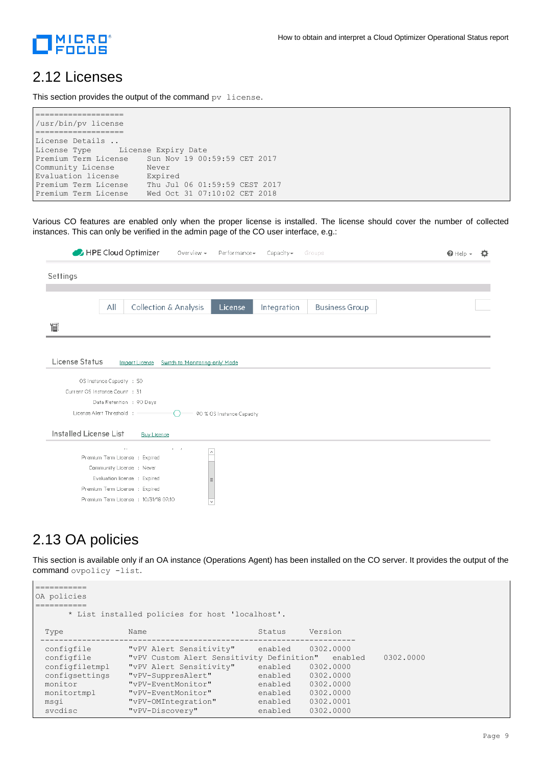## 2.12 Licenses

This section provides the output of the command `pv license`.

```
===================
/usr/bin/pv license
===================
License Details ..
License Type       License Expiry Date
Premium Term License     Sun Nov 19 00:59:59 CET 2017
Community License        Never
Evaluation license       Expired
Premium Term License     Thu Jul 06 01:59:59 CEST 2017
Premium Term License     Wed Oct 31 07:10:02 CET 2018
```

Various CO features are enabled only when the proper license is installed. The license should cover the number of collected instances. This can only be verified in the admin page of the CO user interface, e.g.:

## 2.13 OA policies

This section is available only if an OA instance (Operations Agent) has been installed on the CO server. It provides the output of the command `ovpolicy -list`.

```
===========
OA policies
===========
       * List installed policies for host 'localhost'.

  Type              Name                         Status     Version
 --------------------------------------------------------------------
  configfile        "vPV Alert Sensitivity"      enabled    0302.0000
  configfile        "vPV Custom Alert Sensitivity Definition"   enabled    0302.0000
  configfiletmpl    "vPV Alert Sensitivity"      enabled    0302.0000
  configsettings    "vPV-SuppresAlert"           enabled    0302.0000
  monitor           "vPV-EventMonitor"           enabled    0302.0000
  monitortmpl       "vPV-EventMonitor"           enabled    0302.0000
  msgi              "vPV-OMIntegration"          enabled    0302.0001
  svcdisc           "vPV-Discovery"              enabled    0302.0000
```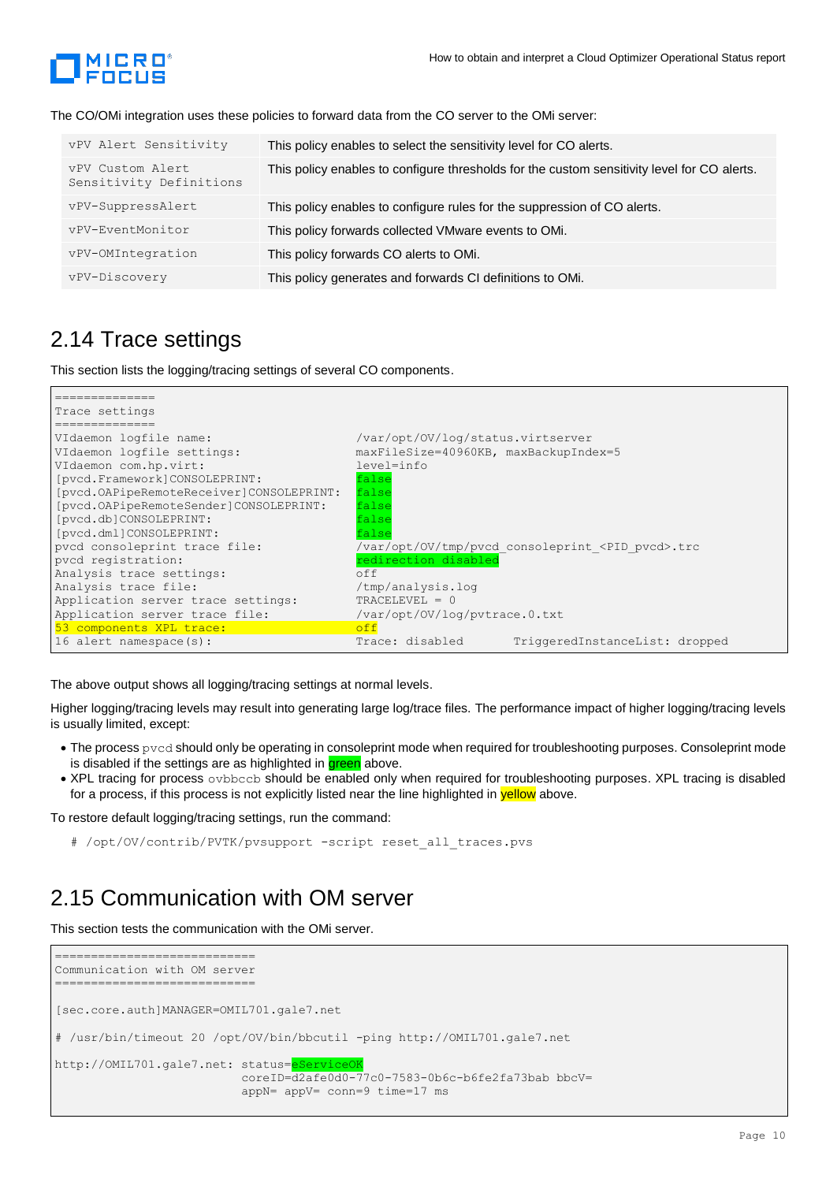The CO/OMi integration uses these policies to forward data from the CO server to the OMi server:

| | |
|---|---|
| `vPV Alert Sensitivity` | This policy enables to select the sensitivity level for CO alerts. |
| `vPV Custom Alert Sensitivity Definitions` | This policy enables to configure thresholds for the custom sensitivity level for CO alerts. |
| `vPV-SuppressAlert` | This policy enables to configure rules for the suppression of CO alerts. |
| `vPV-EventMonitor` | This policy forwards collected VMware events to OMi. |
| `vPV-OMIntegration` | This policy forwards CO alerts to OMi. |
| `vPV-Discovery` | This policy generates and forwards CI definitions to OMi. |

## 2.14 Trace settings

This section lists the logging/tracing settings of several CO components.

```
==============
Trace settings
==============
VIdaemon logfile name:                   /var/opt/OV/log/status.virtserver
VIdaemon logfile settings:               maxFileSize=40960KB, maxBackupIndex=5
VIdaemon com.hp.virt:                    level=info
[pvcd.Framework]CONSOLEPRINT:            false
[pvcd.OAPipeRemoteReceiver]CONSOLEPRINT: false
[pvcd.OAPipeRemoteSender]CONSOLEPRINT:   false
[pvcd.db]CONSOLEPRINT:                   false
[pvcd.dml]CONSOLEPRINT:                  false
pvcd consoleprint trace file:            /var/opt/OV/tmp/pvcd_consoleprint_<PID_pvcd>.trc
pvcd registration:                       redirection disabled
Analysis trace settings:                 off
Analysis trace file:                     /tmp/analysis.log
Application server trace settings:       TRACELEVEL = 0
Application server trace file:           /var/opt/OV/log/pvtrace.0.txt
53 components XPL trace:                 off
16 alert namespace(s):                   Trace: disabled      TriggeredInstanceList: dropped
```

The above output shows all logging/tracing settings at normal levels.

Higher logging/tracing levels may result into generating large log/trace files. The performance impact of higher logging/tracing levels is usually limited, except:

- The process `pvcd` should only be operating in consoleprint mode when required for troubleshooting purposes. Consoleprint mode is disabled if the settings are as highlighted in green above.
- XPL tracing for process `ovbbccb` should be enabled only when required for troubleshooting purposes. XPL tracing is disabled for a process, if this process is not explicitly listed near the line highlighted in yellow above.

To restore default logging/tracing settings, run the command:

```
# /opt/OV/contrib/PVTK/pvsupport -script reset_all_traces.pvs
```

## 2.15 Communication with OM server

This section tests the communication with the OMi server.

```
============================
Communication with OM server
============================

[sec.core.auth]MANAGER=OMIL701.gale7.net

# /usr/bin/timeout 20 /opt/OV/bin/bbcutil -ping http://OMIL701.gale7.net

http://OMIL701.gale7.net: status=eServiceOK
                          coreID=d2afe0d0-77c0-7583-0b6c-b6fe2fa73bab bbcV=
                          appN= appV= conn=9 time=17 ms
```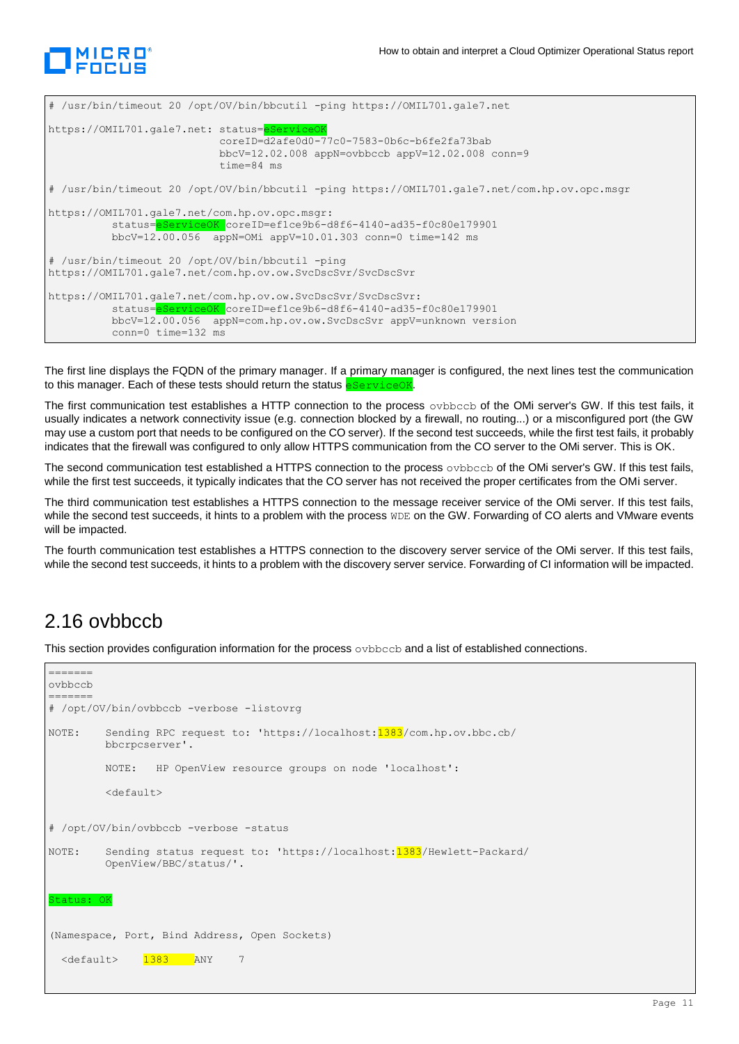```
# /usr/bin/timeout 20 /opt/OV/bin/bbcutil -ping https://OMIL701.gale7.net

https://OMIL701.gale7.net: status=eServiceOK
                           coreID=d2afe0d0-77c0-7583-0b6c-b6fe2fa73bab
                           bbcV=12.02.008 appN=ovbbccb appV=12.02.008 conn=9
                           time=84 ms

# /usr/bin/timeout 20 /opt/OV/bin/bbcutil -ping https://OMIL701.gale7.net/com.hp.ov.opc.msgr

https://OMIL701.gale7.net/com.hp.ov.opc.msgr:
          status=eServiceOK coreID=ef1ce9b6-d8f6-4140-ad35-f0c80e179901
          bbcV=12.00.056  appN=OMi appV=10.01.303 conn=0 time=142 ms

# /usr/bin/timeout 20 /opt/OV/bin/bbcutil -ping
https://OMIL701.gale7.net/com.hp.ov.ow.SvcDscSvr/SvcDscSvr

https://OMIL701.gale7.net/com.hp.ov.ow.SvcDscSvr/SvcDscSvr:
          status=eServiceOK coreID=ef1ce9b6-d8f6-4140-ad35-f0c80e179901
          bbcV=12.00.056  appN=com.hp.ov.ow.SvcDscSvr appV=unknown version
          conn=0 time=132 ms
```

The first line displays the FQDN of the primary manager. If a primary manager is configured, the next lines test the communication to this manager. Each of these tests should return the status eServiceOK.

The first communication test establishes a HTTP connection to the process ovbbccb of the OMi server's GW. If this test fails, it usually indicates a network connectivity issue (e.g. connection blocked by a firewall, no routing...) or a misconfigured port (the GW may use a custom port that needs to be configured on the CO server). If the second test succeeds, while the first test fails, it probably indicates that the firewall was configured to only allow HTTPS communication from the CO server to the OMi server. This is OK.

The second communication test established a HTTPS connection to the process ovbbccb of the OMi server's GW. If this test fails, while the first test succeeds, it typically indicates that the CO server has not received the proper certificates from the OMi server.

The third communication test establishes a HTTPS connection to the message receiver service of the OMi server. If this test fails, while the second test succeeds, it hints to a problem with the process WDE on the GW. Forwarding of CO alerts and VMware events will be impacted.

The fourth communication test establishes a HTTPS connection to the discovery server service of the OMi server. If this test fails, while the second test succeeds, it hints to a problem with the discovery server service. Forwarding of CI information will be impacted.

## 2.16 ovbbccb

This section provides configuration information for the process ovbbccb and a list of established connections.

```
=======
ovbbccb
=======
# /opt/OV/bin/ovbbccb -verbose -listovrg

NOTE:    Sending RPC request to: 'https://localhost:1383/com.hp.ov.bbc.cb/
         bbcrpcserver'.

         NOTE:   HP OpenView resource groups on node 'localhost':

         <default>


# /opt/OV/bin/ovbbccb -verbose -status

NOTE:    Sending status request to: 'https://localhost:1383/Hewlett-Packard/
         OpenView/BBC/status/'.


Status: OK


(Namespace, Port, Bind Address, Open Sockets)

  <default>     1383     ANY     7
```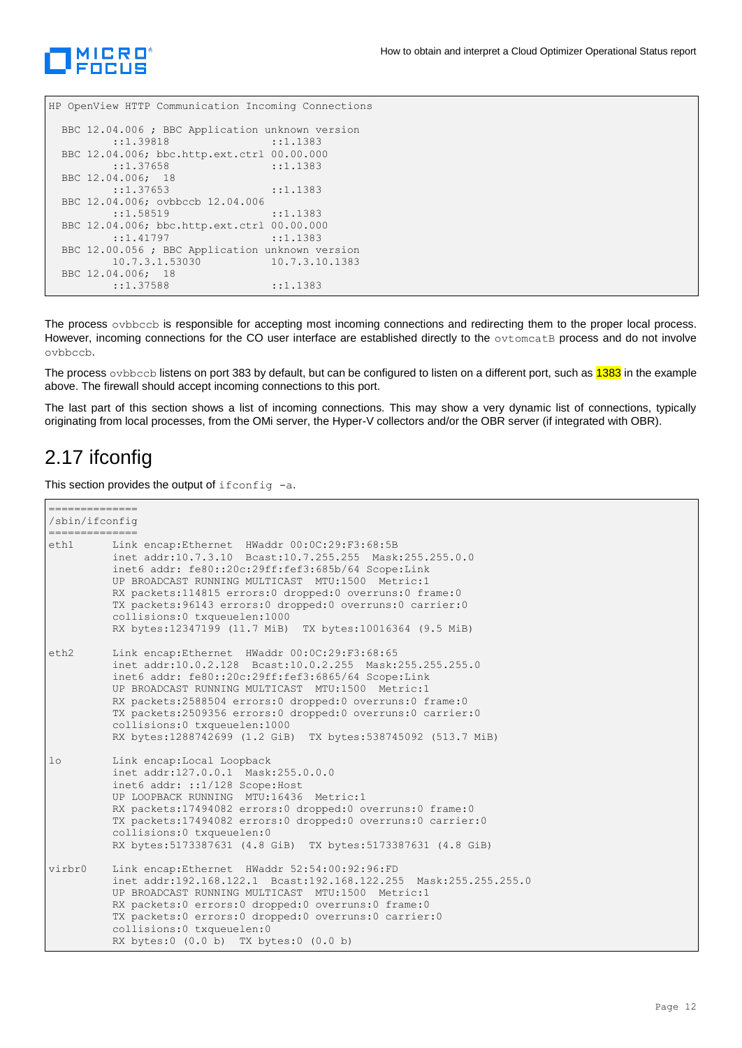```
HP OpenView HTTP Communication Incoming Connections

  BBC 12.04.006 ; BBC Application unknown version
          ::1.39818                ::1.1383
  BBC 12.04.006; bbc.http.ext.ctrl 00.00.000
          ::1.37658                ::1.1383
  BBC 12.04.006;  18
          ::1.37653                ::1.1383
  BBC 12.04.006; ovbbccb 12.04.006
          ::1.58519                ::1.1383
  BBC 12.04.006; bbc.http.ext.ctrl 00.00.000
          ::1.41797                ::1.1383
  BBC 12.00.056 ; BBC Application unknown version
          10.7.3.1.53030           10.7.3.10.1383
  BBC 12.04.006;  18
          ::1.37588                ::1.1383
```

The process `ovbbccb` is responsible for accepting most incoming connections and redirecting them to the proper local process. However, incoming connections for the CO user interface are established directly to the `ovtomcatB` process and do not involve `ovbbccb`.

The process `ovbbccb` listens on port 383 by default, but can be configured to listen on a different port, such as 1383 in the example above. The firewall should accept incoming connections to this port.

The last part of this section shows a list of incoming connections. This may show a very dynamic list of connections, typically originating from local processes, from the OMi server, the Hyper-V collectors and/or the OBR server (if integrated with OBR).

## 2.17 ifconfig

This section provides the output of `ifconfig -a`.

```
==============
/sbin/ifconfig
==============
eth1      Link encap:Ethernet  HWaddr 00:0C:29:F3:68:5B
          inet addr:10.7.3.10  Bcast:10.7.255.255  Mask:255.255.0.0
          inet6 addr: fe80::20c:29ff:fef3:685b/64 Scope:Link
          UP BROADCAST RUNNING MULTICAST  MTU:1500  Metric:1
          RX packets:114815 errors:0 dropped:0 overruns:0 frame:0
          TX packets:96143 errors:0 dropped:0 overruns:0 carrier:0
          collisions:0 txqueuelen:1000
          RX bytes:12347199 (11.7 MiB)  TX bytes:10016364 (9.5 MiB)

eth2      Link encap:Ethernet  HWaddr 00:0C:29:F3:68:65
          inet addr:10.0.2.128  Bcast:10.0.2.255  Mask:255.255.255.0
          inet6 addr: fe80::20c:29ff:fef3:6865/64 Scope:Link
          UP BROADCAST RUNNING MULTICAST  MTU:1500  Metric:1
          RX packets:2588504 errors:0 dropped:0 overruns:0 frame:0
          TX packets:2509356 errors:0 dropped:0 overruns:0 carrier:0
          collisions:0 txqueuelen:1000
          RX bytes:1288742699 (1.2 GiB)  TX bytes:538745092 (513.7 MiB)

lo        Link encap:Local Loopback
          inet addr:127.0.0.1  Mask:255.0.0.0
          inet6 addr: ::1/128 Scope:Host
          UP LOOPBACK RUNNING  MTU:16436  Metric:1
          RX packets:17494082 errors:0 dropped:0 overruns:0 frame:0
          TX packets:17494082 errors:0 dropped:0 overruns:0 carrier:0
          collisions:0 txqueuelen:0
          RX bytes:5173387631 (4.8 GiB)  TX bytes:5173387631 (4.8 GiB)

virbr0    Link encap:Ethernet  HWaddr 52:54:00:92:96:FD
          inet addr:192.168.122.1  Bcast:192.168.122.255  Mask:255.255.255.0
          UP BROADCAST RUNNING MULTICAST  MTU:1500  Metric:1
          RX packets:0 errors:0 dropped:0 overruns:0 frame:0
          TX packets:0 errors:0 dropped:0 overruns:0 carrier:0
          collisions:0 txqueuelen:0
          RX bytes:0 (0.0 b)  TX bytes:0 (0.0 b)
```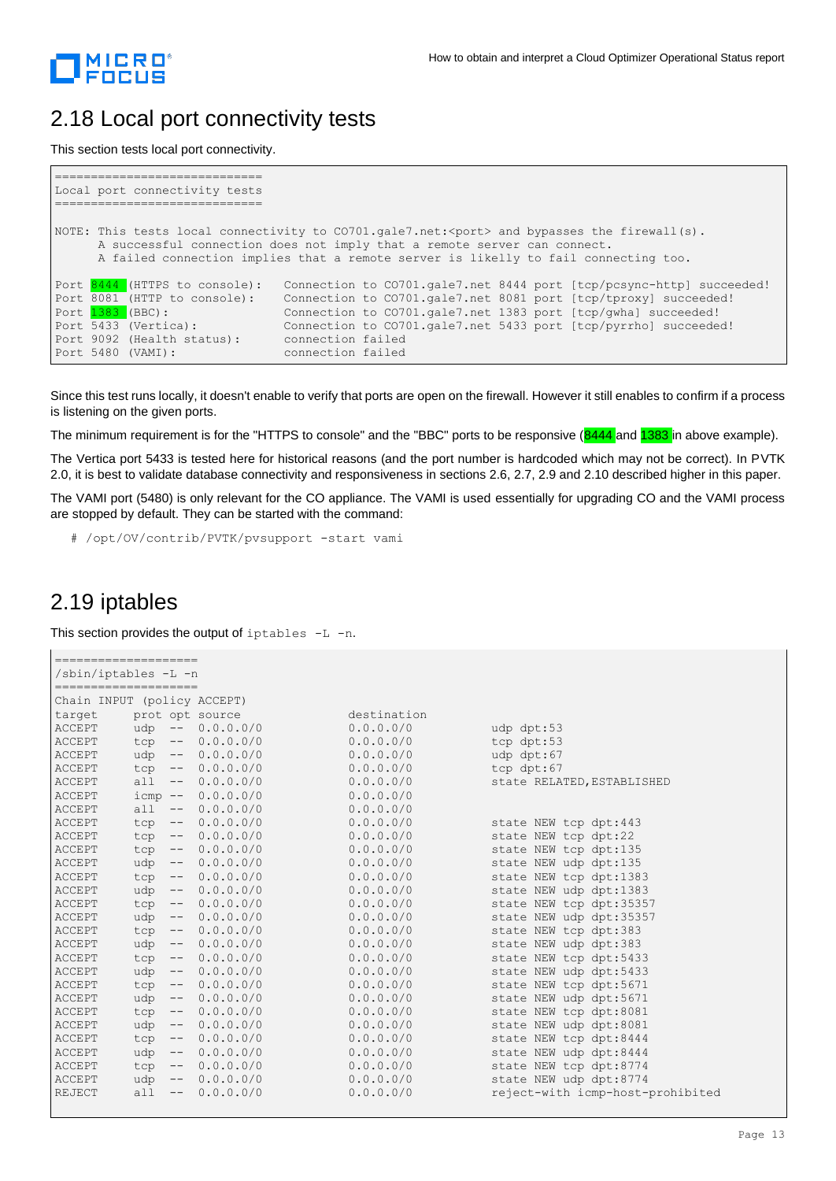## 2.18 Local port connectivity tests

This section tests local port connectivity.

```
=============================
Local port connectivity tests
=============================

NOTE: This tests local connectivity to CO701.gale7.net:<port> and bypasses the firewall(s).
      A successful connection does not imply that a remote server can connect.
      A failed connection implies that a remote server is likely to fail connecting too.

Port 8444 (HTTPS to console):   Connection to CO701.gale7.net 8444 port [tcp/pcsync-http] succeeded!
Port 8081 (HTTP to console):    Connection to CO701.gale7.net 8081 port [tcp/tproxy] succeeded!
Port 1383 (BBC):                Connection to CO701.gale7.net 1383 port [tcp/gwha] succeeded!
Port 5433 (Vertica):            Connection to CO701.gale7.net 5433 port [tcp/pyrrho] succeeded!
Port 9092 (Health status):      connection failed
Port 5480 (VAMI):               connection failed
```

Since this test runs locally, it doesn't enable to verify that ports are open on the firewall. However it still enables to confirm if a process is listening on the given ports.

The minimum requirement is for the "HTTPS to console" and the "BBC" ports to be responsive (8444 and 1383 in above example).

The Vertica port 5433 is tested here for historical reasons (and the port number is hardcoded which may not be correct). In PVTK 2.0, it is best to validate database connectivity and responsiveness in sections 2.6, 2.7, 2.9 and 2.10 described higher in this paper.

The VAMI port (5480) is only relevant for the CO appliance. The VAMI is used essentially for upgrading CO and the VAMI process are stopped by default. They can be started with the command:

```
# /opt/OV/contrib/PVTK/pvsupport -start vami
```

## 2.19 iptables

This section provides the output of `iptables -L -n`.

```
====================
/sbin/iptables -L -n
====================
Chain INPUT (policy ACCEPT)
target     prot opt source               destination
ACCEPT     udp  --  0.0.0.0/0            0.0.0.0/0           udp dpt:53
ACCEPT     tcp  --  0.0.0.0/0            0.0.0.0/0           tcp dpt:53
ACCEPT     udp  --  0.0.0.0/0            0.0.0.0/0           udp dpt:67
ACCEPT     tcp  --  0.0.0.0/0            0.0.0.0/0           tcp dpt:67
ACCEPT     all  --  0.0.0.0/0            0.0.0.0/0           state RELATED,ESTABLISHED
ACCEPT     icmp --  0.0.0.0/0            0.0.0.0/0
ACCEPT     all  --  0.0.0.0/0            0.0.0.0/0
ACCEPT     tcp  --  0.0.0.0/0            0.0.0.0/0           state NEW tcp dpt:443
ACCEPT     tcp  --  0.0.0.0/0            0.0.0.0/0           state NEW tcp dpt:22
ACCEPT     tcp  --  0.0.0.0/0            0.0.0.0/0           state NEW tcp dpt:135
ACCEPT     udp  --  0.0.0.0/0            0.0.0.0/0           state NEW udp dpt:135
ACCEPT     tcp  --  0.0.0.0/0            0.0.0.0/0           state NEW tcp dpt:1383
ACCEPT     udp  --  0.0.0.0/0            0.0.0.0/0           state NEW udp dpt:1383
ACCEPT     tcp  --  0.0.0.0/0            0.0.0.0/0           state NEW tcp dpt:35357
ACCEPT     udp  --  0.0.0.0/0            0.0.0.0/0           state NEW udp dpt:35357
ACCEPT     tcp  --  0.0.0.0/0            0.0.0.0/0           state NEW tcp dpt:383
ACCEPT     udp  --  0.0.0.0/0            0.0.0.0/0           state NEW udp dpt:383
ACCEPT     tcp  --  0.0.0.0/0            0.0.0.0/0           state NEW tcp dpt:5433
ACCEPT     udp  --  0.0.0.0/0            0.0.0.0/0           state NEW udp dpt:5433
ACCEPT     tcp  --  0.0.0.0/0            0.0.0.0/0           state NEW tcp dpt:5671
ACCEPT     udp  --  0.0.0.0/0            0.0.0.0/0           state NEW udp dpt:5671
ACCEPT     tcp  --  0.0.0.0/0            0.0.0.0/0           state NEW tcp dpt:8081
ACCEPT     udp  --  0.0.0.0/0            0.0.0.0/0           state NEW udp dpt:8081
ACCEPT     tcp  --  0.0.0.0/0            0.0.0.0/0           state NEW tcp dpt:8444
ACCEPT     udp  --  0.0.0.0/0            0.0.0.0/0           state NEW udp dpt:8444
ACCEPT     tcp  --  0.0.0.0/0            0.0.0.0/0           state NEW tcp dpt:8774
ACCEPT     udp  --  0.0.0.0/0            0.0.0.0/0           state NEW udp dpt:8774
REJECT     all  --  0.0.0.0/0            0.0.0.0/0           reject-with icmp-host-prohibited
```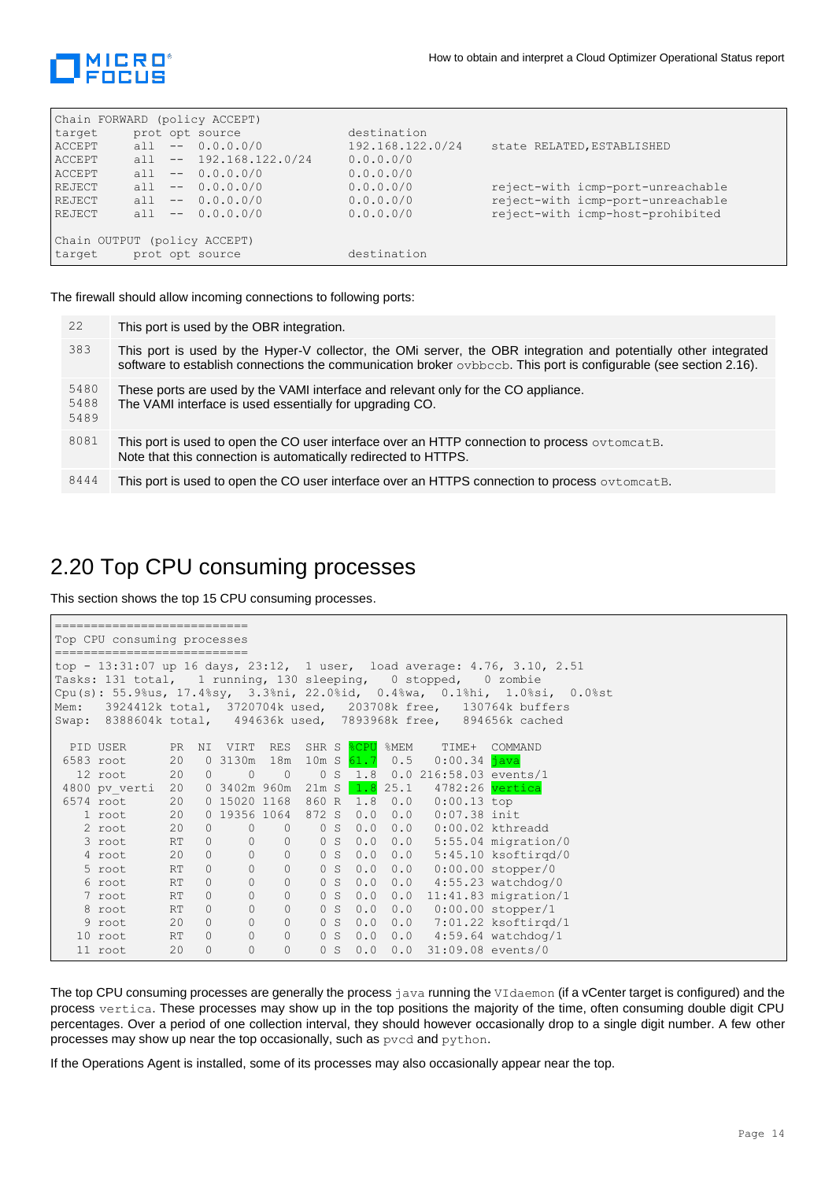```
Chain FORWARD (policy ACCEPT)
target     prot opt source               destination
ACCEPT     all  --  0.0.0.0/0            192.168.122.0/24    state RELATED,ESTABLISHED
ACCEPT     all  --  192.168.122.0/24     0.0.0.0/0
ACCEPT     all  --  0.0.0.0/0            0.0.0.0/0
REJECT     all  --  0.0.0.0/0            0.0.0.0/0           reject-with icmp-port-unreachable
REJECT     all  --  0.0.0.0/0            0.0.0.0/0           reject-with icmp-port-unreachable
REJECT     all  --  0.0.0.0/0            0.0.0.0/0           reject-with icmp-host-prohibited

Chain OUTPUT (policy ACCEPT)
target     prot opt source               destination
```

The firewall should allow incoming connections to following ports:

| | |
|---|---|
| 22 | This port is used by the OBR integration. |
| 383 | This port is used by the Hyper-V collector, the OMi server, the OBR integration and potentially other integrated software to establish connections the communication broker `ovbbccb`. This port is configurable (see section 2.16). |
| 5480<br>5488<br>5489 | These ports are used by the VAMI interface and relevant only for the CO appliance.<br>The VAMI interface is used essentially for upgrading CO. |
| 8081 | This port is used to open the CO user interface over an HTTP connection to process `ovtomcatB`.<br>Note that this connection is automatically redirected to HTTPS. |
| 8444 | This port is used to open the CO user interface over an HTTPS connection to process `ovtomcatB`. |

## 2.20 Top CPU consuming processes

This section shows the top 15 CPU consuming processes.

```
===========================
Top CPU consuming processes
===========================
top - 13:31:07 up 16 days, 23:12,  1 user,  load average: 4.76, 3.10, 2.51
Tasks: 131 total,   1 running, 130 sleeping,   0 stopped,   0 zombie
Cpu(s): 55.9%us, 17.4%sy,  3.3%ni, 22.0%id,  0.4%wa,  0.1%hi,  1.0%si,  0.0%st
Mem:   3924412k total,  3720704k used,   203708k free,   130764k buffers
Swap:  8388604k total,   494636k used,  7893968k free,   894656k cached

  PID USER      PR  NI  VIRT  RES  SHR S %CPU %MEM    TIME+  COMMAND
 6583 root      20   0 3130m  18m  10m S 61.7  0.5   0:00.34 java
   12 root      20   0     0    0    0 S  1.8  0.0 216:58.03 events/1
 4800 pv_verti  20   0 3402m 960m  21m S  1.8 25.1   4782:26 vertica
 6574 root      20   0 15020 1168  860 R  1.8  0.0   0:00.13 top
    1 root      20   0 19356 1064  872 S  0.0  0.0   0:07.38 init
    2 root      20   0     0    0    0 S  0.0  0.0   0:00.02 kthreadd
    3 root      RT   0     0    0    0 S  0.0  0.0   5:55.04 migration/0
    4 root      20   0     0    0    0 S  0.0  0.0   5:45.10 ksoftirqd/0
    5 root      RT   0     0    0    0 S  0.0  0.0   0:00.00 stopper/0
    6 root      RT   0     0    0    0 S  0.0  0.0   4:55.23 watchdog/0
    7 root      RT   0     0    0    0 S  0.0  0.0  11:41.83 migration/1
    8 root      RT   0     0    0    0 S  0.0  0.0   0:00.00 stopper/1
    9 root      20   0     0    0    0 S  0.0  0.0   7:01.22 ksoftirqd/1
   10 root      RT   0     0    0    0 S  0.0  0.0   4:59.64 watchdog/1
   11 root      20   0     0    0    0 S  0.0  0.0  31:09.08 events/0
```

The top CPU consuming processes are generally the process `java` running the `VIdaemon` (if a vCenter target is configured) and the process `vertica`. These processes may show up in the top positions the majority of the time, often consuming double digit CPU percentages. Over a period of one collection interval, they should however occasionally drop to a single digit number. A few other processes may show up near the top occasionally, such as `pvcd` and `python`.

If the Operations Agent is installed, some of its processes may also occasionally appear near the top.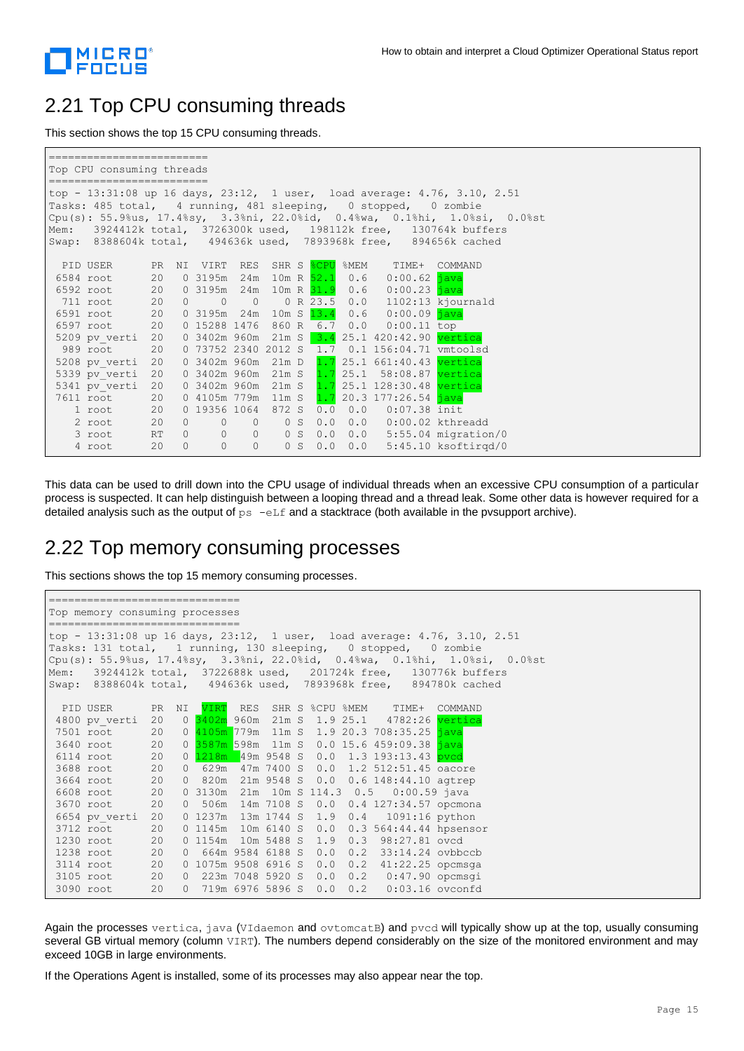## 2.21 Top CPU consuming threads

This section shows the top 15 CPU consuming threads.

```
=========================
Top CPU consuming threads
=========================
top - 13:31:08 up 16 days, 23:12,  1 user,  load average: 4.76, 3.10, 2.51
Tasks: 485 total,   4 running, 481 sleeping,   0 stopped,   0 zombie
Cpu(s): 55.9%us, 17.4%sy,  3.3%ni, 22.0%id,  0.4%wa,  0.1%hi,  1.0%si,  0.0%st
Mem:   3924412k total,  3726300k used,   198112k free,   130764k buffers
Swap:  8388604k total,   494636k used,  7893968k free,   894656k cached

  PID USER      PR  NI  VIRT  RES  SHR S %CPU %MEM    TIME+  COMMAND
 6584 root      20   0 3195m  24m  10m R 52.1  0.6   0:00.62 java
 6592 root      20   0 3195m  24m  10m R 31.9  0.6   0:00.23 java
  711 root      20   0     0    0    0 R 23.5  0.0   1102:13 kjournald
 6591 root      20   0 3195m  24m  10m S 13.4  0.6   0:00.09 java
 6597 root      20   0 15288 1476  860 R  6.7  0.0   0:00.11 top
 5209 pv_verti  20   0 3402m 960m  21m S  3.4 25.1 420:42.90 vertica
  989 root      20   0 73752 2340 2012 S  1.7  0.1 156:04.71 vmtoolsd
 5208 pv_verti  20   0 3402m 960m  21m D  1.7 25.1 661:40.43 vertica
 5339 pv_verti  20   0 3402m 960m  21m S  1.7 25.1  58:08.87 vertica
 5341 pv_verti  20   0 3402m 960m  21m S  1.7 25.1 128:30.48 vertica
 7611 root      20   0 4105m 779m  11m S  1.7 20.3 177:26.54 java
    1 root      20   0 19356 1064  872 S  0.0  0.0   0:07.38 init
    2 root      20   0     0    0    0 S  0.0  0.0   0:00.02 kthreadd
    3 root      RT   0     0    0    0 S  0.0  0.0   5:55.04 migration/0
    4 root      20   0     0    0    0 S  0.0  0.0   5:45.10 ksoftirqd/0
```

This data can be used to drill down into the CPU usage of individual threads when an excessive CPU consumption of a particular process is suspected. It can help distinguish between a looping thread and a thread leak. Some other data is however required for a detailed analysis such as the output of `ps -eLf` and a stacktrace (both available in the pvsupport archive).

## 2.22 Top memory consuming processes

This sections shows the top 15 memory consuming processes.

```
==============================
Top memory consuming processes
==============================
top - 13:31:08 up 16 days, 23:12,  1 user,  load average: 4.76, 3.10, 2.51
Tasks: 131 total,   1 running, 130 sleeping,   0 stopped,   0 zombie
Cpu(s): 55.9%us, 17.4%sy,  3.3%ni, 22.0%id,  0.4%wa,  0.1%hi,  1.0%si,  0.0%st
Mem:   3924412k total,  3722688k used,   201724k free,   130776k buffers
Swap:  8388604k total,   494636k used,  7893968k free,   894780k cached

  PID USER      PR  NI  VIRT  RES  SHR S %CPU %MEM    TIME+  COMMAND
 4800 pv_verti  20   0 3402m 960m  21m S  1.9 25.1   4782:26 vertica
 7501 root      20   0 4105m 779m  11m S  1.9 20.3 708:35.25 java
 3640 root      20   0 3587m 598m  11m S  0.0 15.6 459:09.38 java
 6114 root      20   0 1218m  49m 9548 S  0.0  1.3 193:13.43 pvcd
 3688 root      20   0  629m  47m 7400 S  0.0  1.2 512:51.45 oacore
 3664 root      20   0  820m  21m 9548 S  0.0  0.6 148:44.10 agtrep
 6608 root      20   0 3130m  21m  10m S 114.3  0.5   0:00.59 java
 3670 root      20   0  506m  14m 7108 S  0.0  0.4 127:34.57 opcmona
 6654 pv_verti  20   0 1237m  13m 1744 S  1.9  0.4   1091:16 python
 3712 root      20   0 1145m  10m 6140 S  0.0  0.3 564:44.44 hpsensor
 1230 root      20   0 1154m  10m 5488 S  1.9  0.3  98:27.81 ovcd
 1238 root      20   0  664m 9584 6188 S  0.0  0.2  33:14.24 ovbbccb
 3114 root      20   0 1075m 9508 6916 S  0.0  0.2  41:22.25 opcmsga
 3105 root      20   0  223m 7048 5920 S  0.0  0.2   0:47.90 opcmsgi
 3090 root      20   0  719m 6976 5896 S  0.0  0.2   0:03.16 ovconfd
```

Again the processes `vertica`, `java` (`VIdaemon` and `ovtomcatB`) and `pvcd` will typically show up at the top, usually consuming several GB virtual memory (column `VIRT`). The numbers depend considerably on the size of the monitored environment and may exceed 10GB in large environments.

If the Operations Agent is installed, some of its processes may also appear near the top.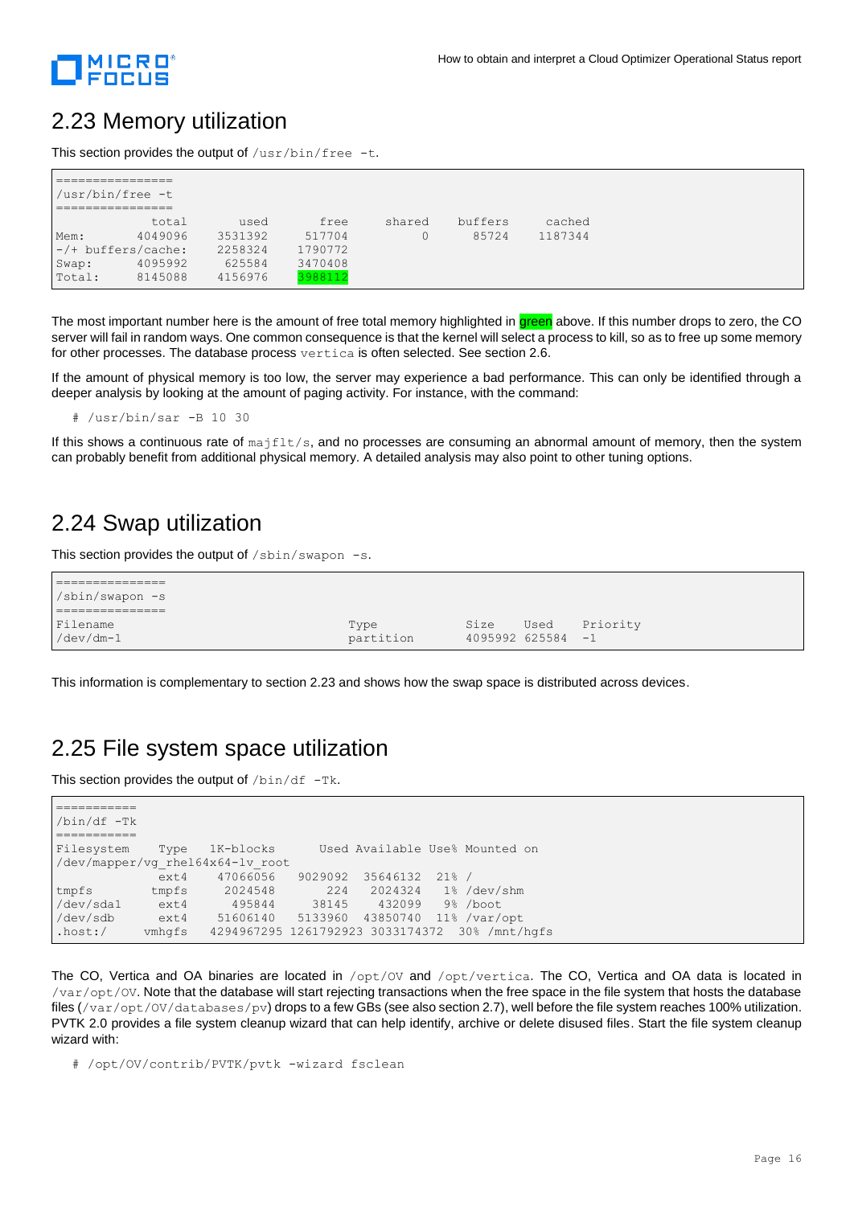## 2.23 Memory utilization

This section provides the output of `/usr/bin/free -t`.

```
================
/usr/bin/free -t
================
             total       used       free     shared    buffers     cached
Mem:       4049096    3531392     517704          0      85724    1187344
-/+ buffers/cache:    2258324    1790772
Swap:      4095992     625584    3470408
Total:     8145088    4156976    3988112
```

The most important number here is the amount of free total memory highlighted in green above. If this number drops to zero, the CO server will fail in random ways. One common consequence is that the kernel will select a process to kill, so as to free up some memory for other processes. The database process `vertica` is often selected. See section 2.6.

If the amount of physical memory is too low, the server may experience a bad performance. This can only be identified through a deeper analysis by looking at the amount of paging activity. For instance, with the command:

```
# /usr/bin/sar -B 10 30
```

If this shows a continuous rate of `majflt/s`, and no processes are consuming an abnormal amount of memory, then the system can probably benefit from additional physical memory. A detailed analysis may also point to other tuning options.

## 2.24 Swap utilization

This section provides the output of `/sbin/swapon -s`.

```
===============
/sbin/swapon -s
===============
Filename                                Type            Size    Used    Priority
/dev/dm-1                               partition       4095992 625584  -1
```

This information is complementary to section 2.23 and shows how the swap space is distributed across devices.

## 2.25 File system space utilization

This section provides the output of `/bin/df -Tk`.

```
===========
/bin/df -Tk
===========
Filesystem    Type   1K-blocks      Used Available Use% Mounted on
/dev/mapper/vg_rhel64x64-lv_root
              ext4    47066056   9029092  35646132  21% /
tmpfs        tmpfs     2024548       224   2024324   1% /dev/shm
/dev/sda1     ext4      495844     38145    432099   9% /boot
/dev/sdb      ext4    51606140   5133960  43850740  11% /var/opt
.host:/     vmhgfs  4294967295 1261792923 3033174372  30% /mnt/hgfs
```

The CO, Vertica and OA binaries are located in `/opt/OV` and `/opt/vertica`. The CO, Vertica and OA data is located in `/var/opt/OV`. Note that the database will start rejecting transactions when the free space in the file system that hosts the database files (`/var/opt/OV/databases/pv`) drops to a few GBs (see also section 2.7), well before the file system reaches 100% utilization. PVTK 2.0 provides a file system cleanup wizard that can help identify, archive or delete disused files. Start the file system cleanup wizard with:

```
# /opt/OV/contrib/PVTK/pvtk -wizard fsclean
```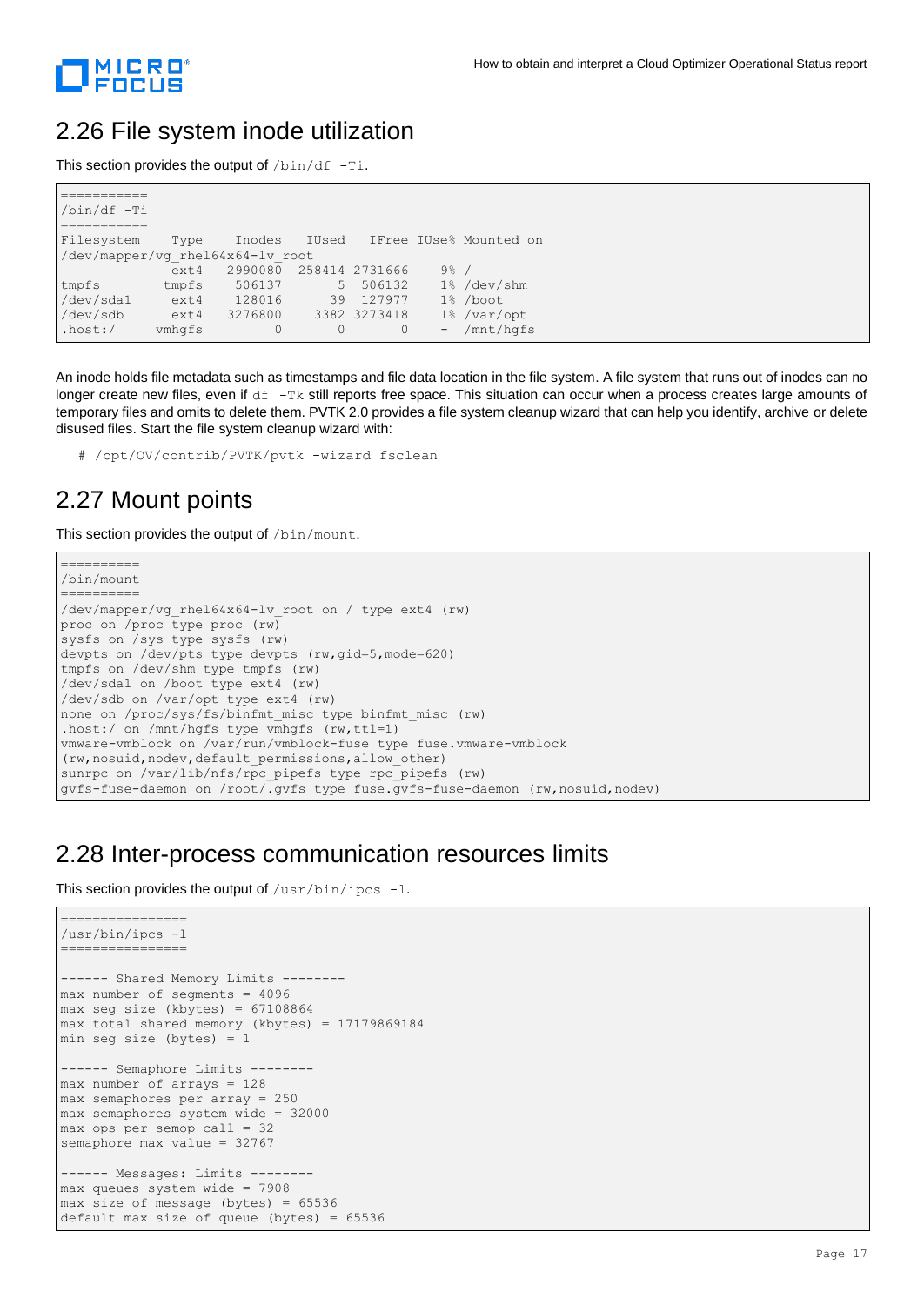## 2.26 File system inode utilization

This section provides the output of `/bin/df -Ti`.

```
===========
/bin/df -Ti
===========
Filesystem    Type    Inodes   IUsed   IFree IUse% Mounted on
/dev/mapper/vg_rhel64x64-lv_root
              ext4   2990080  258414 2731666    9% /
tmpfs        tmpfs    506137       5  506132    1% /dev/shm
/dev/sda1     ext4    128016      39  127977    1% /boot
/dev/sdb      ext4   3276800    3382 3273418    1% /var/opt
.host:/     vmhgfs         0       0       0     - /mnt/hgfs
```

An inode holds file metadata such as timestamps and file data location in the file system. A file system that runs out of inodes can no longer create new files, even if `df -Tk` still reports free space. This situation can occur when a process creates large amounts of temporary files and omits to delete them. PVTK 2.0 provides a file system cleanup wizard that can help you identify, archive or delete disused files. Start the file system cleanup wizard with:

```
# /opt/OV/contrib/PVTK/pvtk -wizard fsclean
```

## 2.27 Mount points

This section provides the output of `/bin/mount`.

```
==========
/bin/mount
==========
/dev/mapper/vg_rhel64x64-lv_root on / type ext4 (rw)
proc on /proc type proc (rw)
sysfs on /sys type sysfs (rw)
devpts on /dev/pts type devpts (rw,gid=5,mode=620)
tmpfs on /dev/shm type tmpfs (rw)
/dev/sda1 on /boot type ext4 (rw)
/dev/sdb on /var/opt type ext4 (rw)
none on /proc/sys/fs/binfmt_misc type binfmt_misc (rw)
.host:/ on /mnt/hgfs type vmhgfs (rw,ttl=1)
vmware-vmblock on /var/run/vmblock-fuse type fuse.vmware-vmblock
(rw,nosuid,nodev,default_permissions,allow_other)
sunrpc on /var/lib/nfs/rpc_pipefs type rpc_pipefs (rw)
gvfs-fuse-daemon on /root/.gvfs type fuse.gvfs-fuse-daemon (rw,nosuid,nodev)
```

## 2.28 Inter-process communication resources limits

This section provides the output of `/usr/bin/ipcs -l`.

```
================
/usr/bin/ipcs -l
================

------ Shared Memory Limits --------
max number of segments = 4096
max seg size (kbytes) = 67108864
max total shared memory (kbytes) = 17179869184
min seg size (bytes) = 1

------ Semaphore Limits --------
max number of arrays = 128
max semaphores per array = 250
max semaphores system wide = 32000
max ops per semop call = 32
semaphore max value = 32767

------ Messages: Limits --------
max queues system wide = 7908
max size of message (bytes) = 65536
default max size of queue (bytes) = 65536
```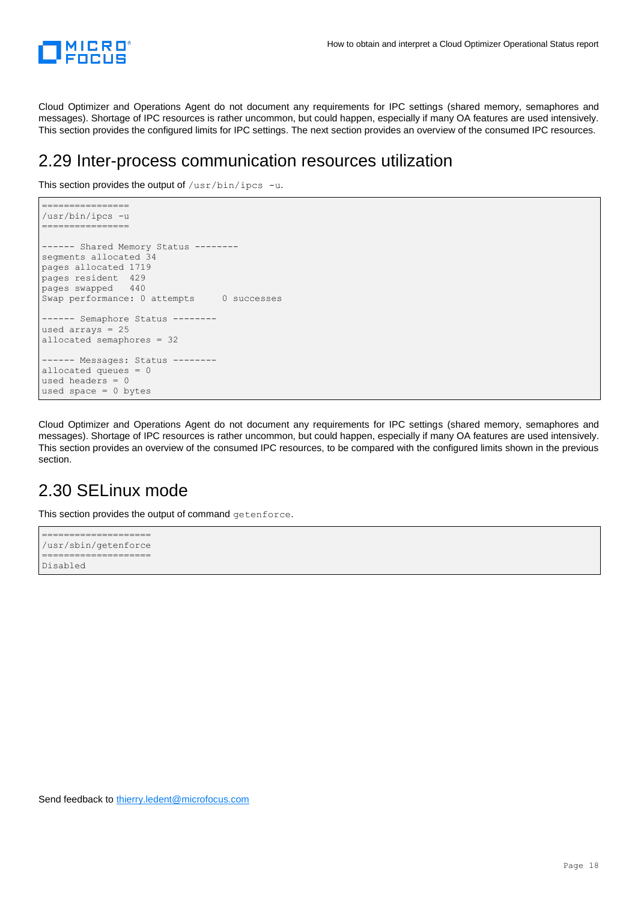Cloud Optimizer and Operations Agent do not document any requirements for IPC settings (shared memory, semaphores and messages). Shortage of IPC resources is rather uncommon, but could happen, especially if many OA features are used intensively. This section provides the configured limits for IPC settings. The next section provides an overview of the consumed IPC resources.

## 2.29 Inter-process communication resources utilization

This section provides the output of `/usr/bin/ipcs -u`.

```
================
/usr/bin/ipcs -u
================

------ Shared Memory Status --------
segments allocated 34
pages allocated 1719
pages resident  429
pages swapped   440
Swap performance: 0 attempts     0 successes

------ Semaphore Status --------
used arrays = 25
allocated semaphores = 32

------ Messages: Status --------
allocated queues = 0
used headers = 0
used space = 0 bytes
```

Cloud Optimizer and Operations Agent do not document any requirements for IPC settings (shared memory, semaphores and messages). Shortage of IPC resources is rather uncommon, but could happen, especially if many OA features are used intensively. This section provides an overview of the consumed IPC resources, to be compared with the configured limits shown in the previous section.

## 2.30 SELinux mode

This section provides the output of command `getenforce`.

```
====================
/usr/sbin/getenforce
====================
Disabled
```

Send feedback to thierry.ledent@microfocus.com